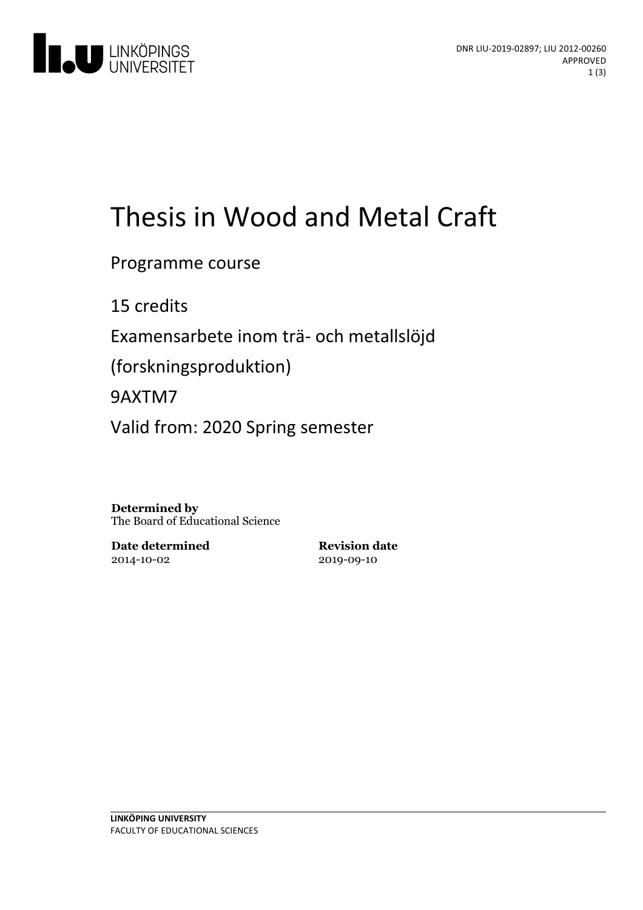DNR LIU-2019-02897; LIU 2012-00260
APPROVED

# Thesis in Wood and Metal Craft

Programme course

15 credits

Examensarbete inom trä- och metallslöjd

(forskningsproduktion)

9AXTM7

Valid from: 2020 Spring semester

**Determined by**
The Board of Educational Science

**Date determined**
2014-10-02

**Revision date**
2019-09-10

**LINKÖPING UNIVERSITY**
FACULTY OF EDUCATIONAL SCIENCES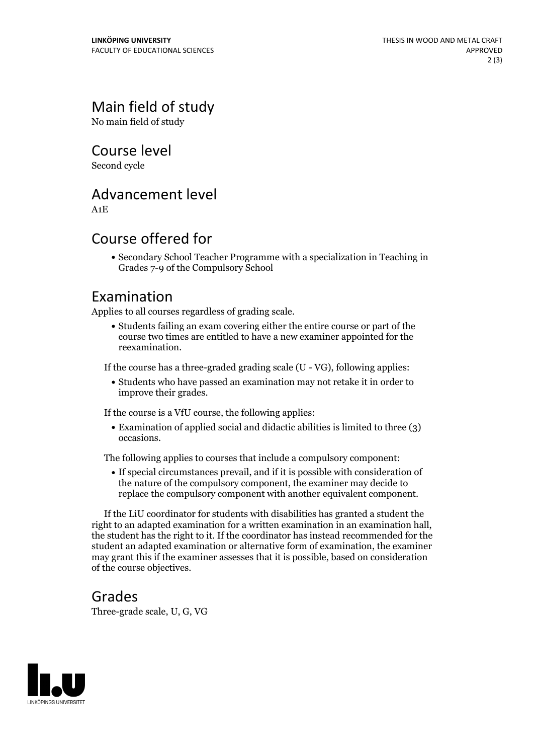## Main field of study

No main field of study

## Course level

Second cycle

## Advancement level

A1E

## Course offered for

- Secondary School Teacher Programme with a specialization in Teaching in Grades 7-9 of the Compulsory School

## Examination

Applies to all courses regardless of grading scale.

- Students failing an exam covering either the entire course or part of the course two times are entitled to have a new examiner appointed for the reexamination.

If the course has a three-graded grading scale (U - VG), following applies:

- Students who have passed an examination may not retake it in order to improve their grades.

If the course is a VfU course, the following applies:

- Examination of applied social and didactic abilities is limited to three (3) occasions.

The following applies to courses that include a compulsory component:

- If special circumstances prevail, and if it is possible with consideration of the nature of the compulsory component, the examiner may decide to replace the compulsory component with another equivalent component.

If the LiU coordinator for students with disabilities has granted a student the right to an adapted examination for a written examination in an examination hall, the student has the right to it. If the coordinator has instead recommended for the student an adapted examination or alternative form of examination, the examiner may grant this if the examiner assesses that it is possible, based on consideration of the course objectives.

## Grades

Three-grade scale, U, G, VG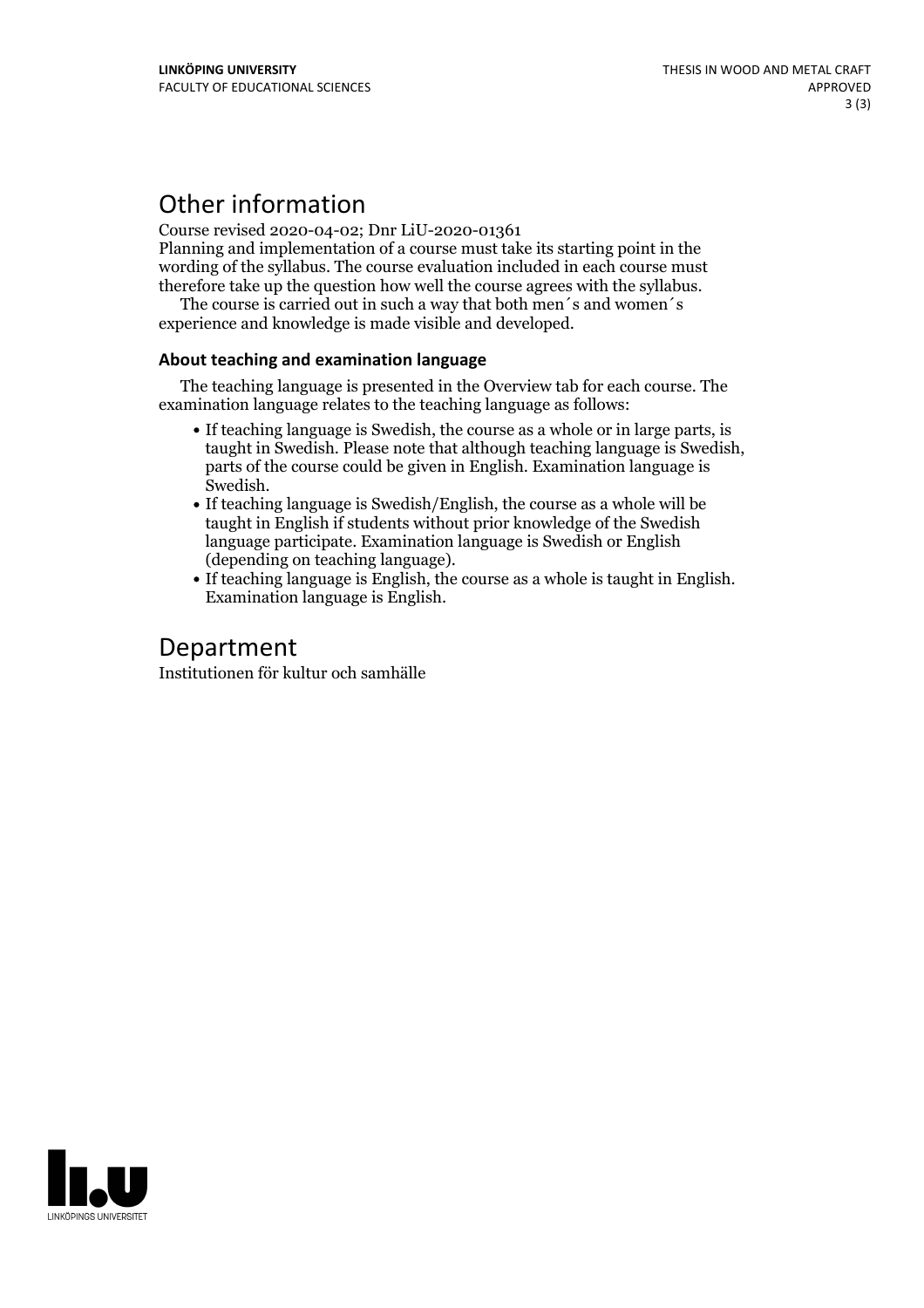# Other information

Course revised 2020-04-02; Dnr LiU-2020-01361

Planning and implementation of a course must take its starting point in the wording of the syllabus. The course evaluation included in each course must therefore take up the question how well the course agrees with the syllabus.

The course is carried out in such a way that both men´s and women´s experience and knowledge is made visible and developed.

### About teaching and examination language

The teaching language is presented in the Overview tab for each course. The examination language relates to the teaching language as follows:

- If teaching language is Swedish, the course as a whole or in large parts, is taught in Swedish. Please note that although teaching language is Swedish, parts of the course could be given in English. Examination language is Swedish.
- If teaching language is Swedish/English, the course as a whole will be taught in English if students without prior knowledge of the Swedish language participate. Examination language is Swedish or English (depending on teaching language).
- If teaching language is English, the course as a whole is taught in English. Examination language is English.

# Department

Institutionen för kultur och samhälle